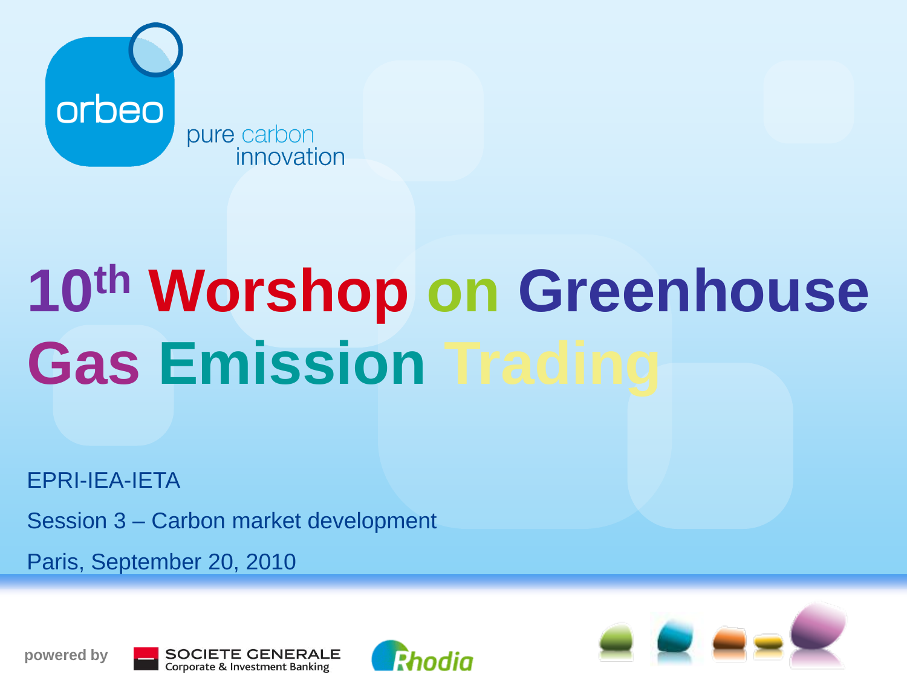orbeo

pure carbon innovation

# 10th Worshop on Greenhouse Gas Emission Trading

EPRI-IEA-IETA

Session 3 – Carbon market development

Paris, September 20, 2010

powered by SOCIETE GENERALE Corporate & Investment Banking Rhodia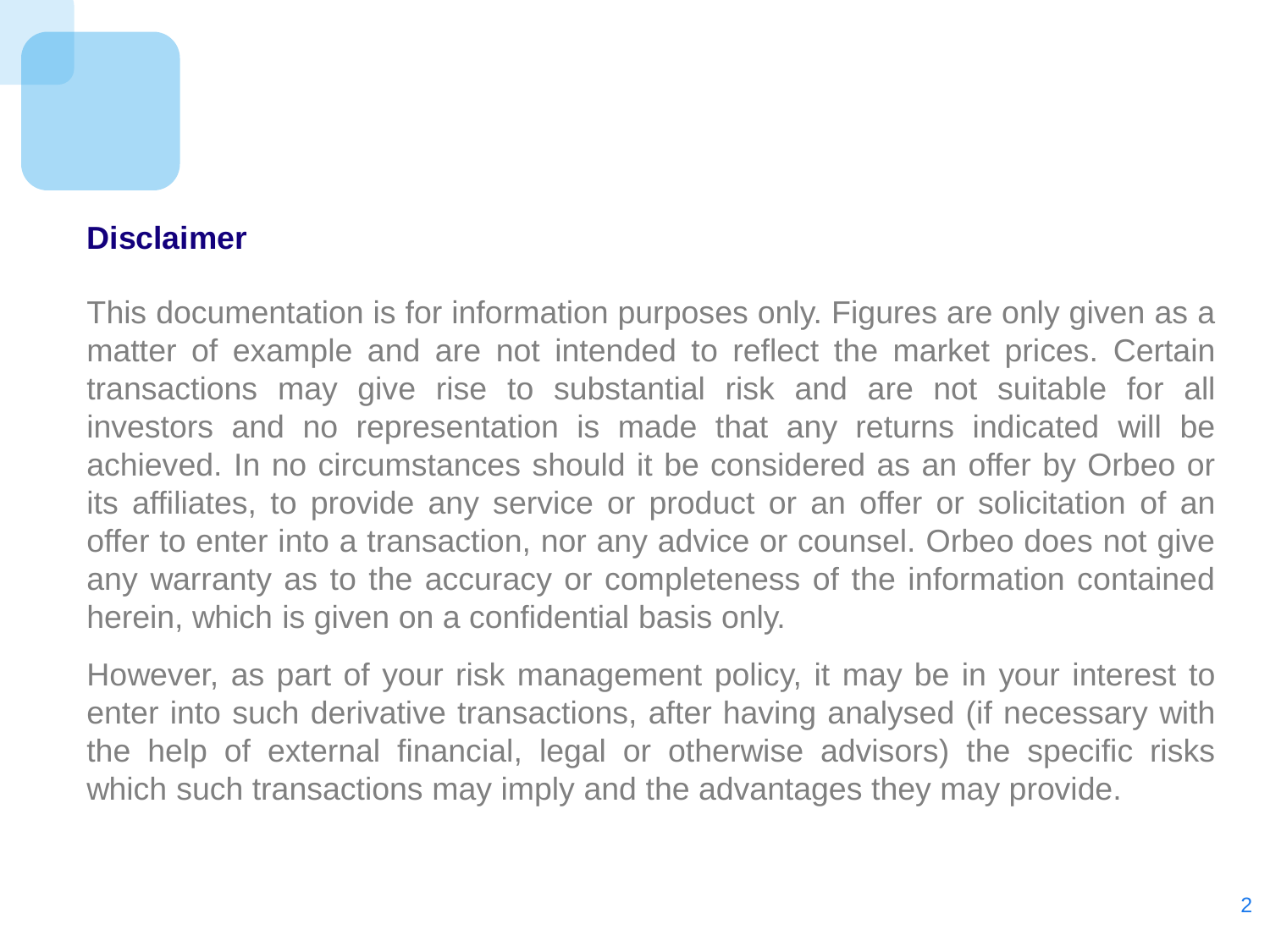## Disclaimer

This documentation is for information purposes only. Figures are only given as a matter of example and are not intended to reflect the market prices. Certain transactions may give rise to substantial risk and are not suitable for all investors and no representation is made that any returns indicated will be achieved. In no circumstances should it be considered as an offer by Orbeo or its affiliates, to provide any service or product or an offer or solicitation of an offer to enter into a transaction, nor any advice or counsel. Orbeo does not give any warranty as to the accuracy or completeness of the information contained herein, which is given on a confidential basis only.

However, as part of your risk management policy, it may be in your interest to enter into such derivative transactions, after having analysed (if necessary with the help of external financial, legal or otherwise advisors) the specific risks which such transactions may imply and the advantages they may provide.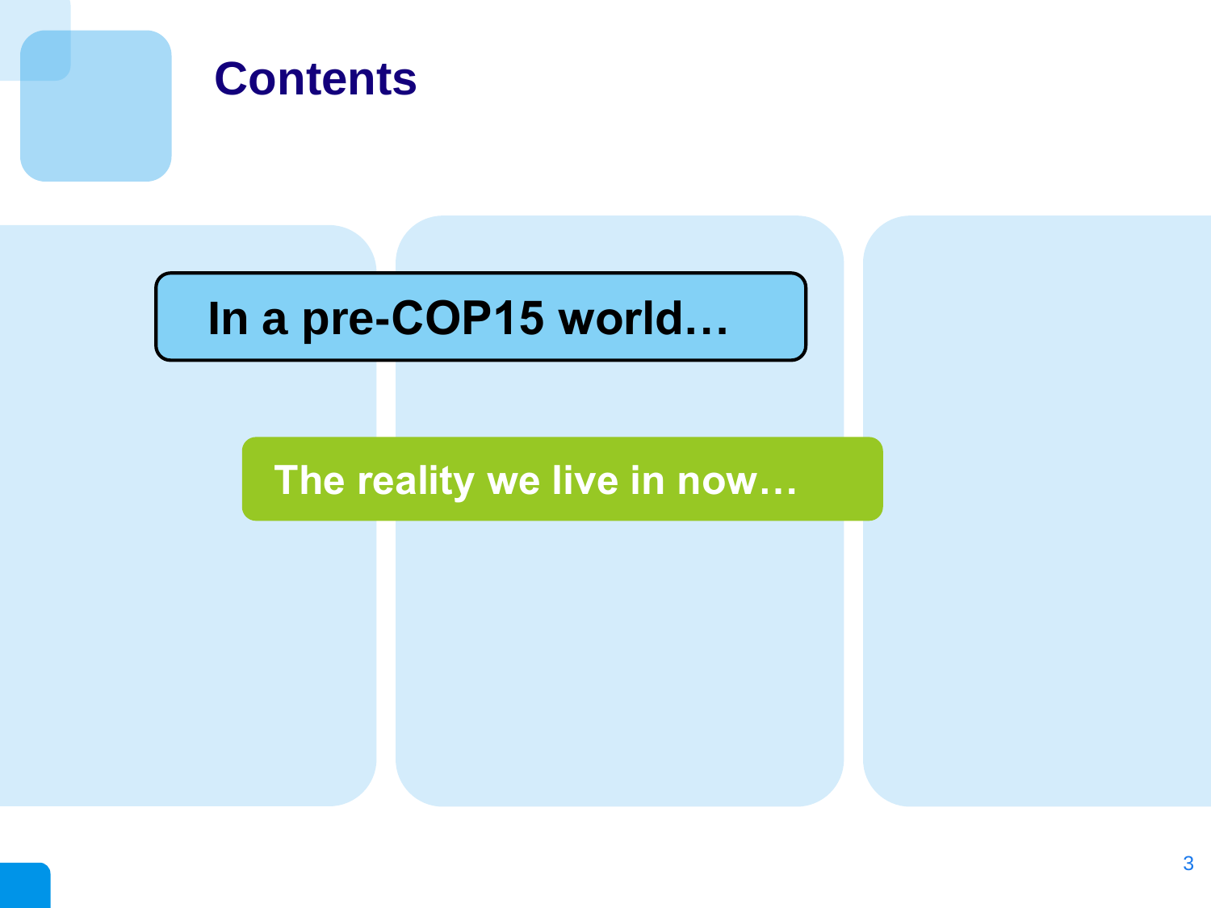# Contents

**In a pre-COP15 world…**

**The reality we live in now…**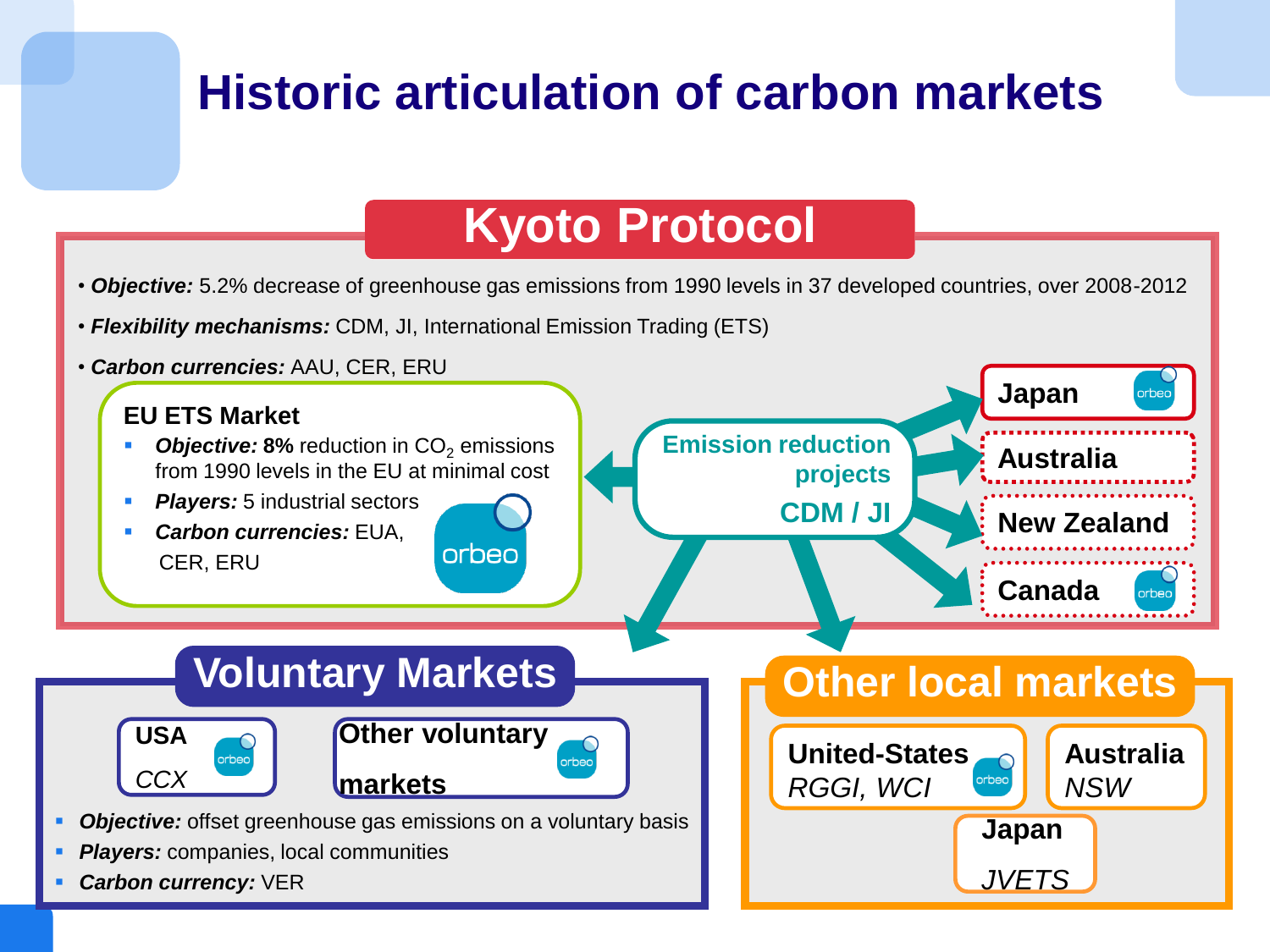# Historic articulation of carbon markets

## Kyoto Protocol

- ***Objective:*** 5.2% decrease of greenhouse gas emissions from 1990 levels in 37 developed countries, over 2008-2012
- ***Flexibility mechanisms:*** CDM, JI, International Emission Trading (ETS)
- ***Carbon currencies:*** AAU, CER, ERU

### EU ETS Market

- ***Objective:*** **8%** reduction in $CO_2$ emissions from 1990 levels in the EU at minimal cost
- ***Players:*** 5 industrial sectors
- ***Carbon currencies:*** EUA, CER, ERU

orbeo

**Emission reduction projects**

**CDM / JI**

- **Japan** (orbeo)
- **Australia**
- **New Zealand**
- **Canada** (orbeo)

## Voluntary Markets

- **USA** *CCX* (orbeo)
- **Other voluntary markets** (orbeo)

- ***Objective:*** offset greenhouse gas emissions on a voluntary basis
- ***Players:*** companies, local communities
- ***Carbon currency:*** VER

## Other local markets

- **United-States** *RGGI, WCI* (orbeo)
- **Australia** *NSW*
- **Japan** *JVETS*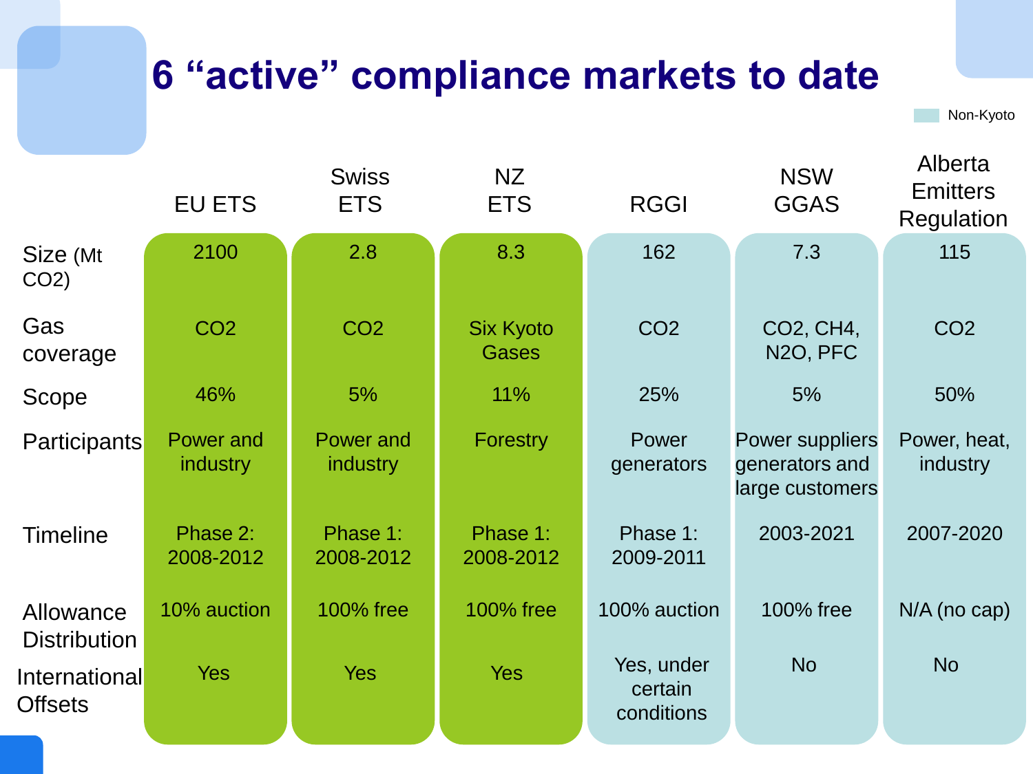# 6 "active" compliance markets to date

Non-Kyoto

| | EU ETS | Swiss ETS | NZ ETS | RGGI | NSW GGAS | Alberta Emitters Regulation |
|---|---|---|---|---|---|---|
| Size (Mt $CO_2$) | 2100 | 2.8 | 8.3 | 162 | 7.3 | 115 |
| Gas coverage | $CO_2$ | $CO_2$ | Six Kyoto Gases | $CO_2$ | $CO_2$, $CH_4$, $N_2O$, PFC | $CO_2$ |
| Scope | 46% | 5% | 11% | 25% | 5% | 50% |
| Participants | Power and industry | Power and industry | Forestry | Power generators | Power suppliers generators and large customers | Power, heat, industry |
| Timeline | Phase 2: 2008-2012 | Phase 1: 2008-2012 | Phase 1: 2008-2012 | Phase 1: 2009-2011 | 2003-2021 | 2007-2020 |
| Allowance Distribution | 10% auction | 100% free | 100% free | 100% auction | 100% free | N/A (no cap) |
| International Offsets | Yes | Yes | Yes | Yes, under certain conditions | No | No |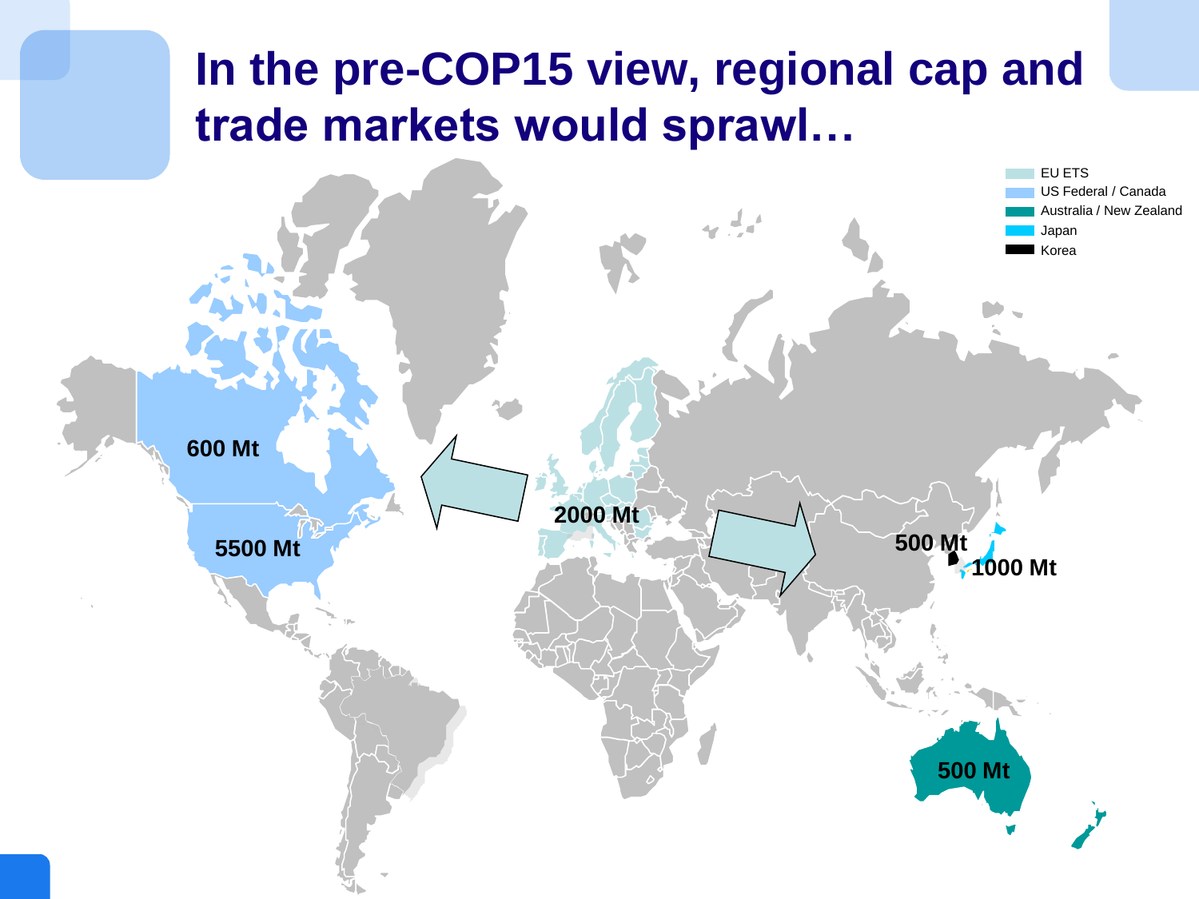# In the pre-COP15 view, regional cap and trade markets would sprawl…

- EU ETS
- US Federal / Canada
- Australia / New Zealand
- Japan
- Korea

600 Mt

5500 Mt

2000 Mt

500 Mt

1000 Mt

500 Mt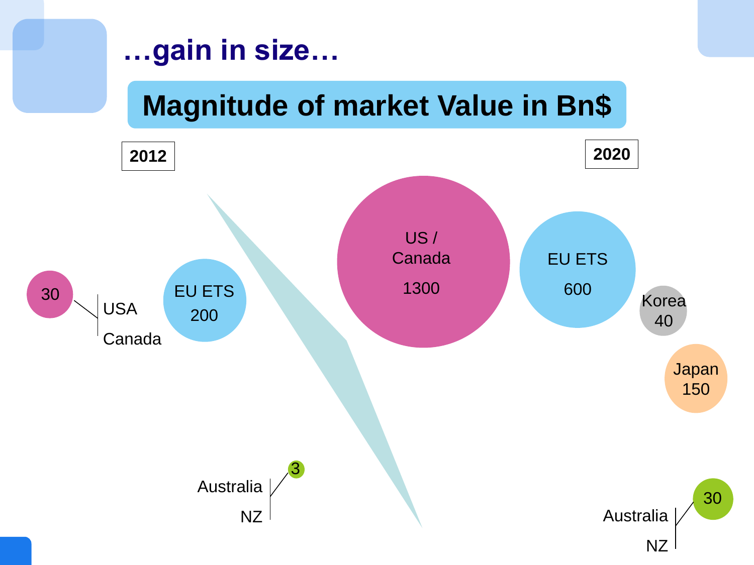# …gain in size…

## Magnitude of market Value in Bn$

**2012**

- USA / Canada: 30
- EU ETS: 200
- Australia / NZ: 3

**2020**

- US / Canada: 1300
- EU ETS: 600
- Korea: 40
- Japan: 150
- Australia / NZ: 30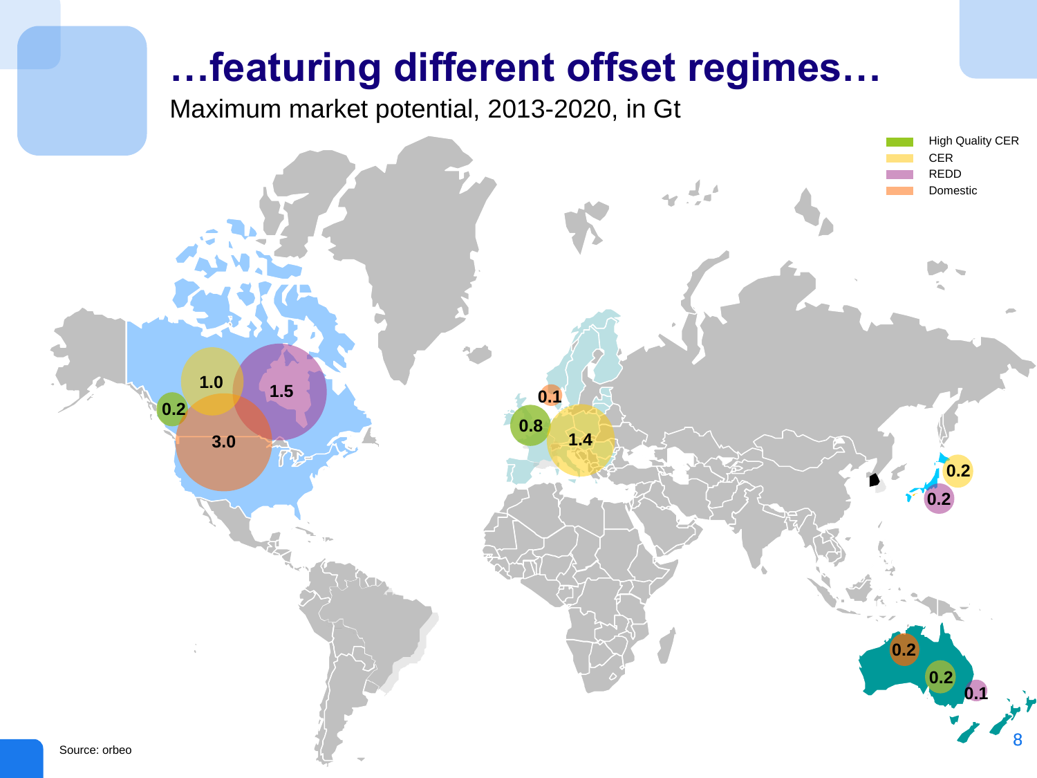# …featuring different offset regimes…

Maximum market potential, 2013-2020, in Gt

High Quality CER
CER
REDD
Domestic

1.0
1.5
0.2
3.0

0.1
0.8
1.4

0.2
0.2

0.2
0.2
0.1

Source: orbeo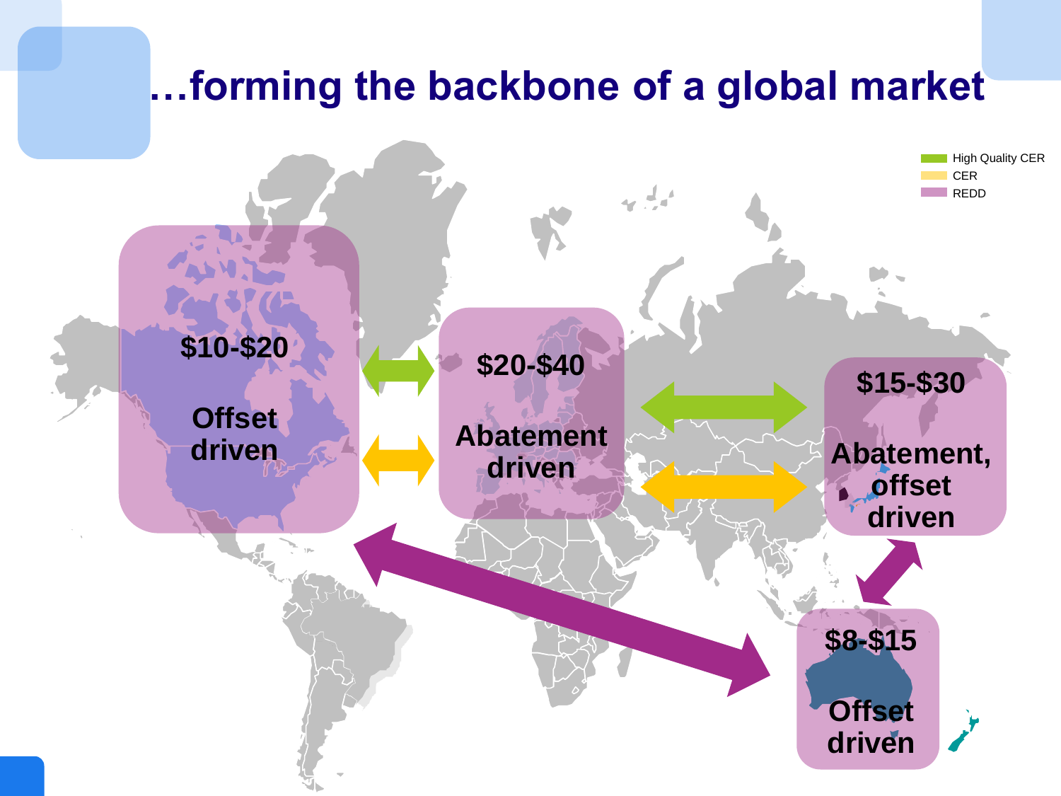# …forming the backbone of a global market

- High Quality CER
- CER
- REDD

$10-$20

Offset driven

$20-$40

Abatement driven

$15-$30

Abatement, offset driven

$8-$15

Offset driven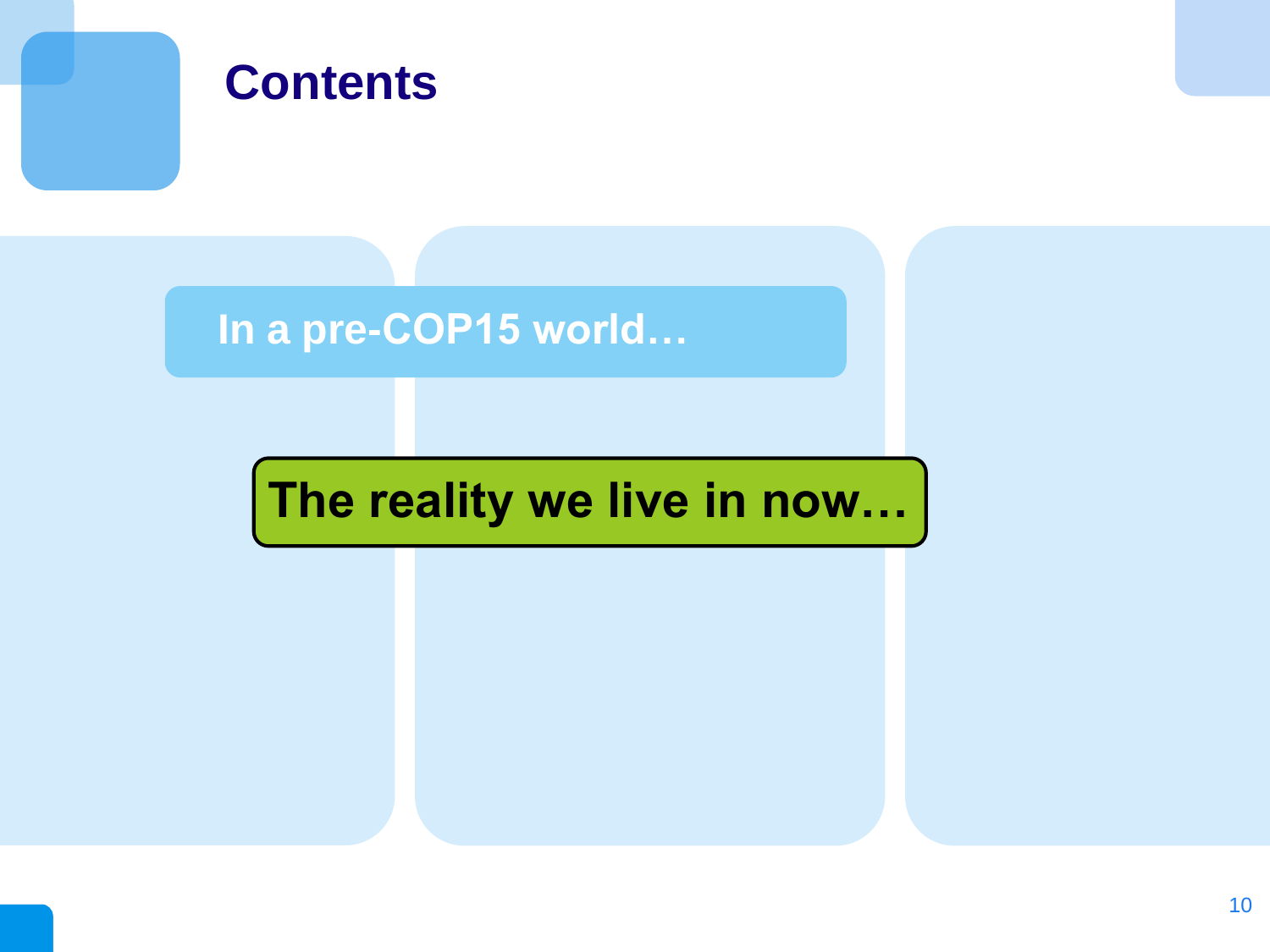# Contents

**In a pre-COP15 world…**

**The reality we live in now…**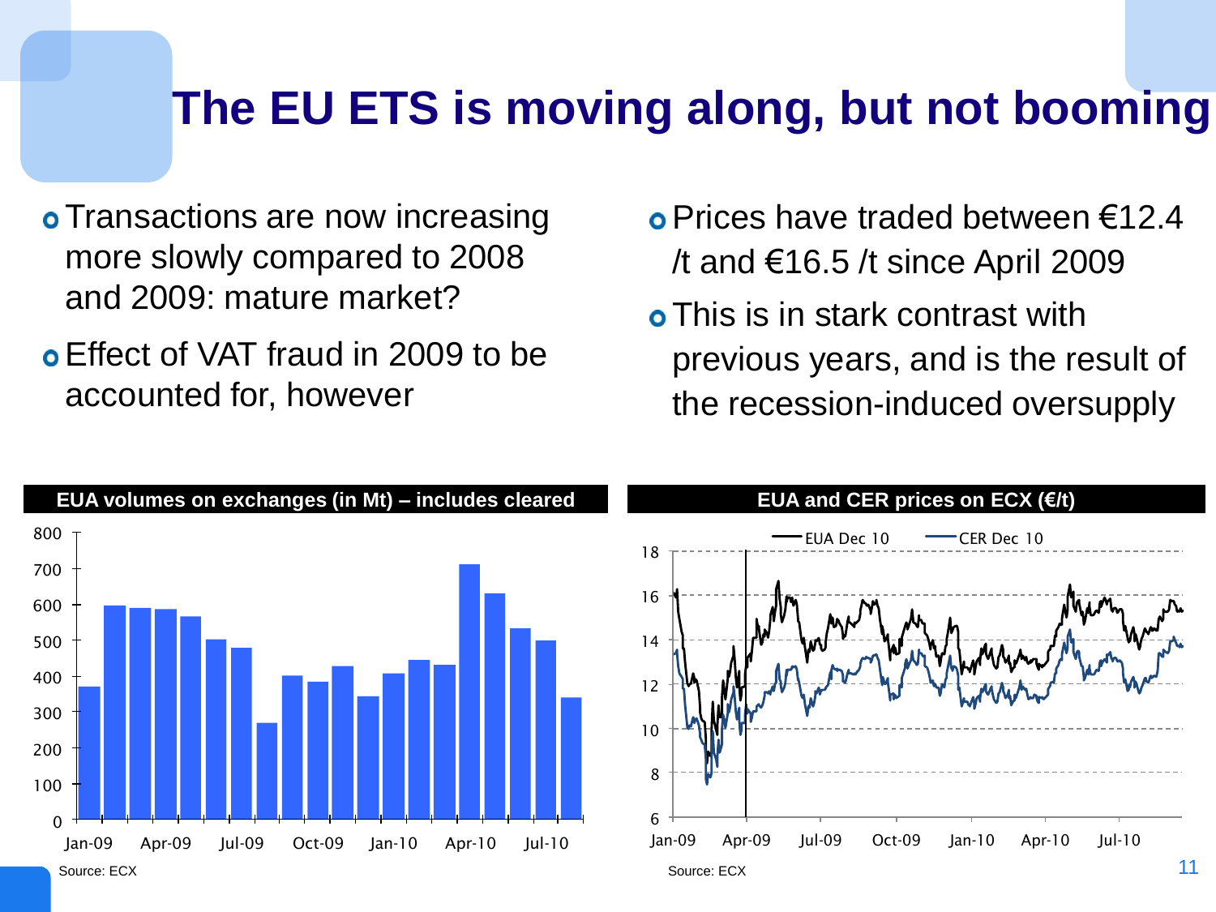# The EU ETS is moving along, but not booming

- Transactions are now increasing more slowly compared to 2008 and 2009: mature market?
- Effect of VAT fraud in 2009 to be accounted for, however

- Prices have traded between €12.4 /t and €16.5 /t since April 2009
- This is in stark contrast with previous years, and is the result of the recession-induced oversupply

**EUA volumes on exchanges (in Mt) – includes cleared**

Source: ECX

**EUA and CER prices on ECX (€/t)**

Source: ECX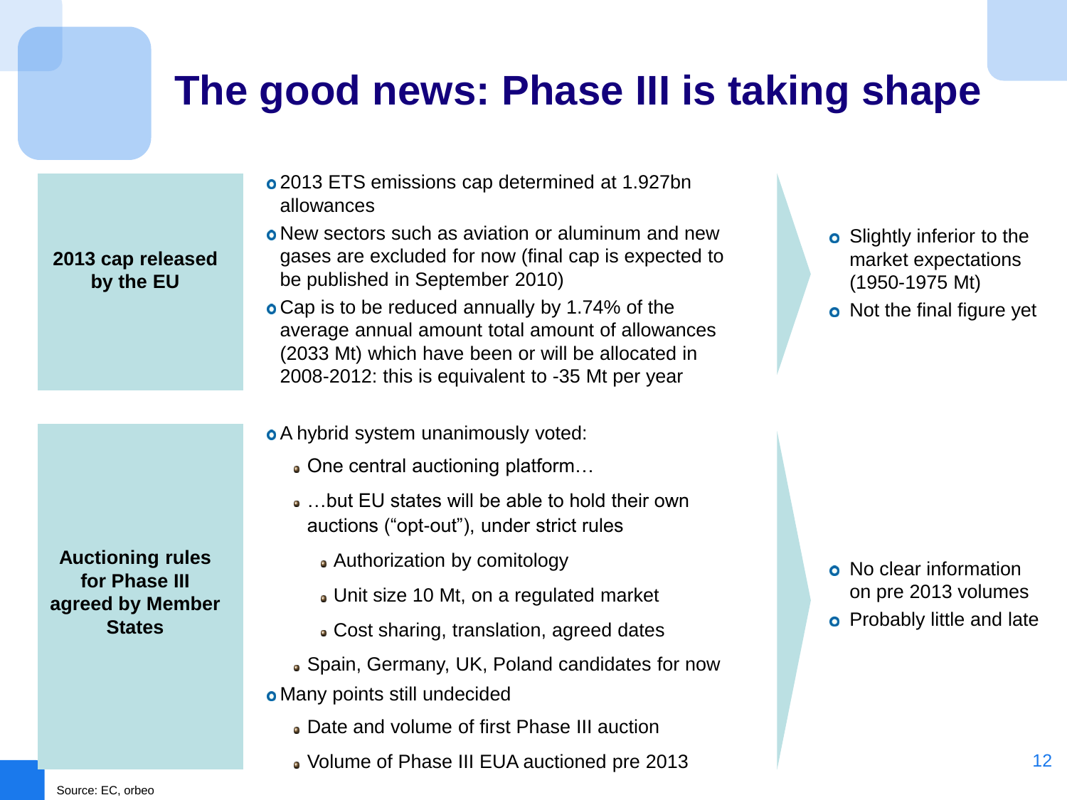# The good news: Phase III is taking shape

**2013 cap released by the EU**

- 2013 ETS emissions cap determined at 1.927bn allowances
- New sectors such as aviation or aluminum and new gases are excluded for now (final cap is expected to be published in September 2010)
- Cap is to be reduced annually by 1.74% of the average annual amount total amount of allowances (2033 Mt) which have been or will be allocated in 2008-2012: this is equivalent to -35 Mt per year

- Slightly inferior to the market expectations (1950-1975 Mt)
- Not the final figure yet

**Auctioning rules for Phase III agreed by Member States**

- A hybrid system unanimously voted:
  - One central auctioning platform…
  - …but EU states will be able to hold their own auctions ("opt-out"), under strict rules
    - Authorization by comitology
    - Unit size 10 Mt, on a regulated market
    - Cost sharing, translation, agreed dates
  - Spain, Germany, UK, Poland candidates for now
- Many points still undecided
  - Date and volume of first Phase III auction
  - Volume of Phase III EUA auctioned pre 2013

- No clear information on pre 2013 volumes
- Probably little and late

Source: EC, orbeo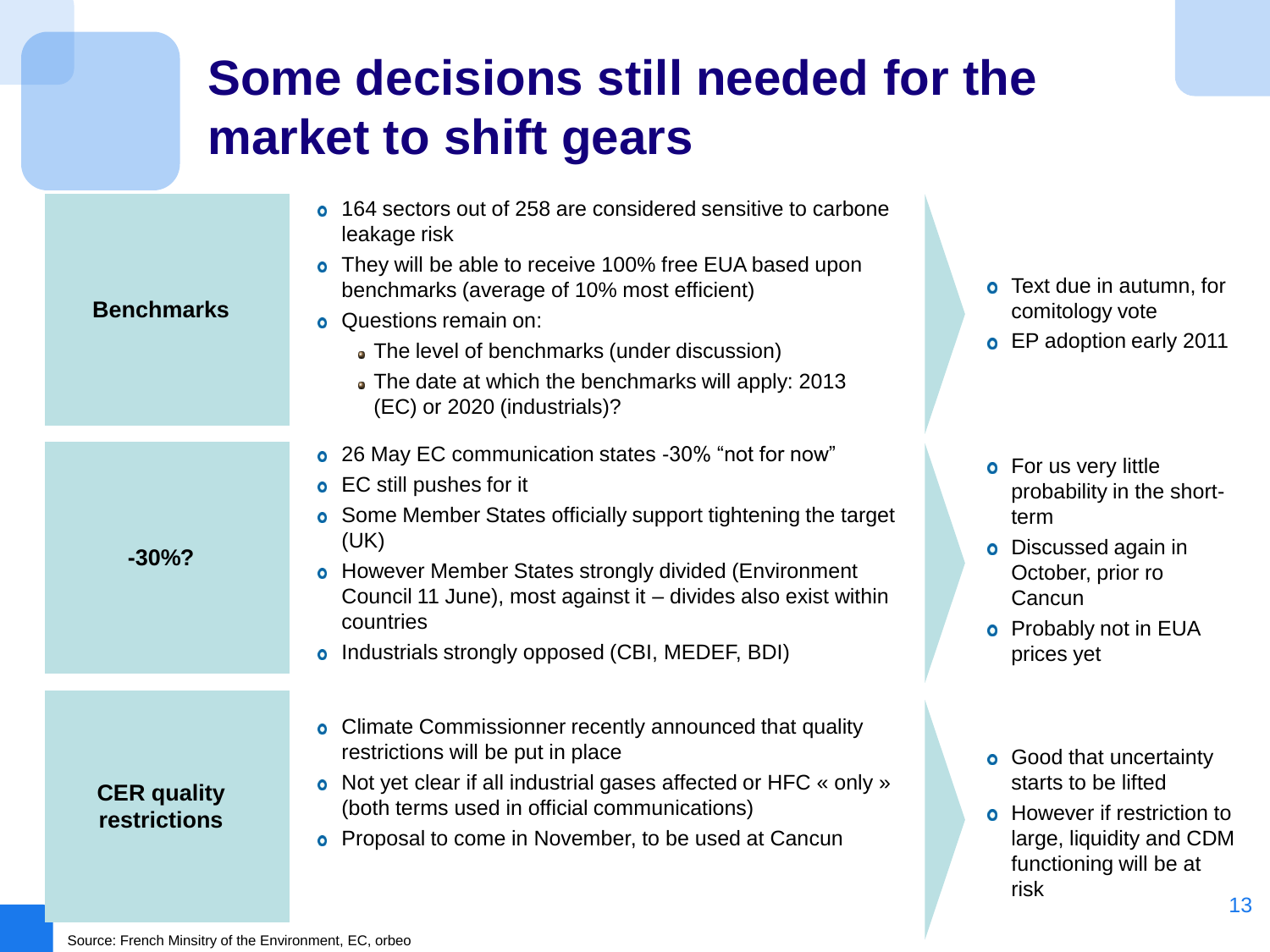# Some decisions still needed for the market to shift gears

## Benchmarks

- 164 sectors out of 258 are considered sensitive to carbone leakage risk
- They will be able to receive 100% free EUA based upon benchmarks (average of 10% most efficient)
- Questions remain on:
  - The level of benchmarks (under discussion)
  - The date at which the benchmarks will apply: 2013 (EC) or 2020 (industrials)?

→

- Text due in autumn, for comitology vote
- EP adoption early 2011

## -30%?

- 26 May EC communication states -30% "not for now"
- EC still pushes for it
- Some Member States officially support tightening the target (UK)
- However Member States strongly divided (Environment Council 11 June), most against it – divides also exist within countries
- Industrials strongly opposed (CBI, MEDEF, BDI)

→

- For us very little probability in the short-term
- Discussed again in October, prior ro Cancun
- Probably not in EUA prices yet

## CER quality restrictions

- Climate Commissionner recently announced that quality restrictions will be put in place
- Not yet clear if all industrial gases affected or HFC « only » (both terms used in official communications)
- Proposal to come in November, to be used at Cancun

→

- Good that uncertainty starts to be lifted
- However if restriction to large, liquidity and CDM functioning will be at risk

Source: French Minsitry of the Environment, EC, orbeo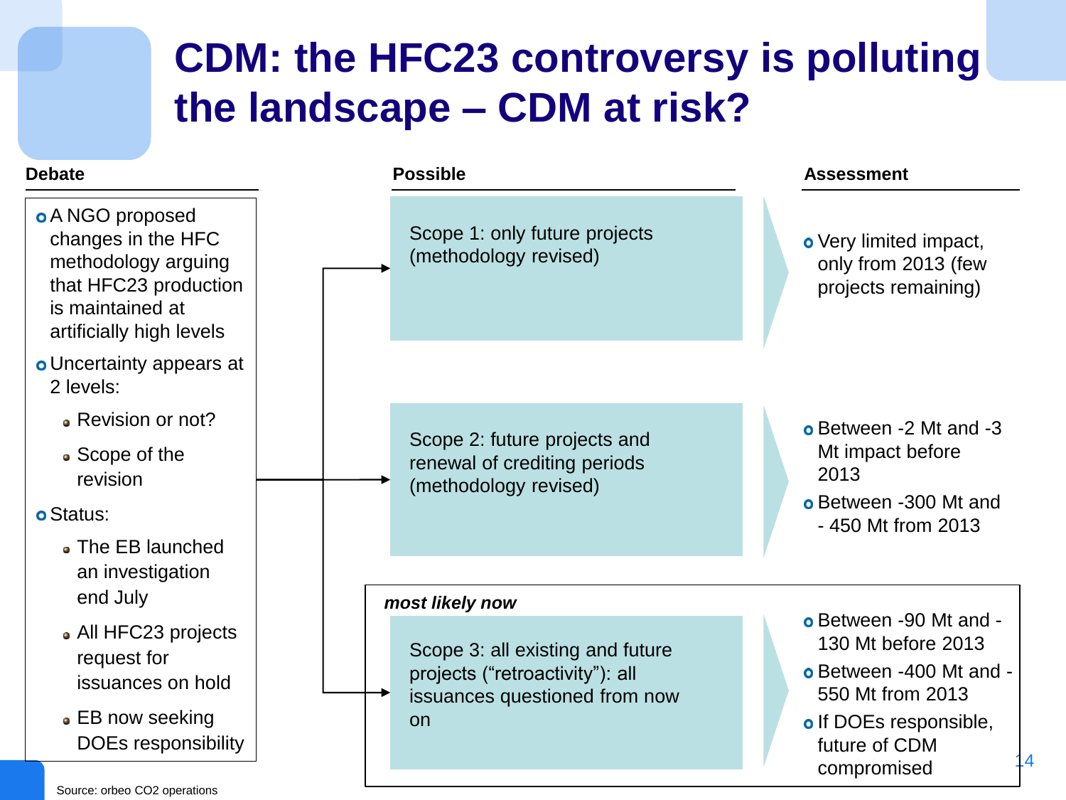# CDM: the HFC23 controversy is polluting the landscape – CDM at risk?

## Debate

- A NGO proposed changes in the HFC methodology arguing that HFC23 production is maintained at artificially high levels
- Uncertainty appears at 2 levels:
  - Revision or not?
  - Scope of the revision
- Status:
  - The EB launched an investigation end July
  - All HFC23 projects request for issuances on hold
  - EB now seeking DOEs responsibility

## Possible / Assessment

| Possible | Assessment |
|---|---|
| Scope 1: only future projects (methodology revised) | Very limited impact, only from 2013 (few projects remaining) |
| Scope 2: future projects and renewal of crediting periods (methodology revised) | Between -2 Mt and -3 Mt impact before 2013; Between -300 Mt and - 450 Mt from 2013 |
| *most likely now*: Scope 3: all existing and future projects ("retroactivity"): all issuances questioned from now on | Between -90 Mt and -130 Mt before 2013; Between -400 Mt and -550 Mt from 2013; If DOEs responsible, future of CDM compromised |

Source: orbeo CO2 operations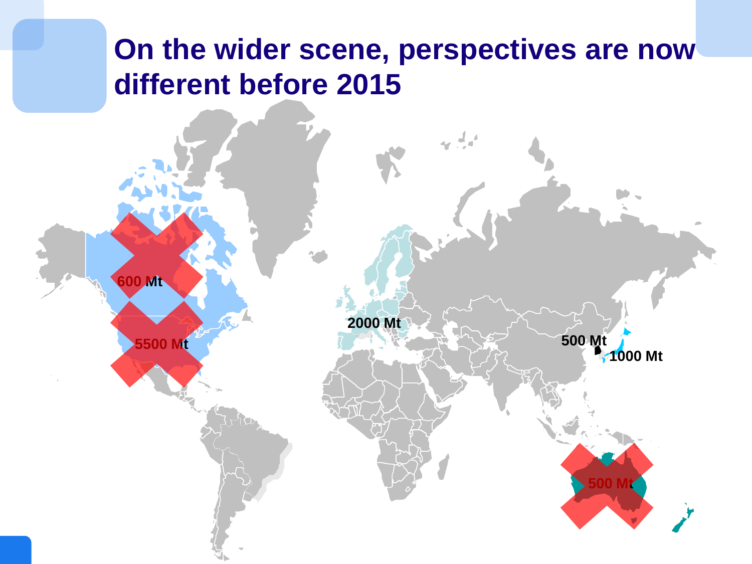# On the wider scene, perspectives are now different before 2015

600 Mt

5500 Mt

2000 Mt

500 Mt

1000 Mt

500 Mt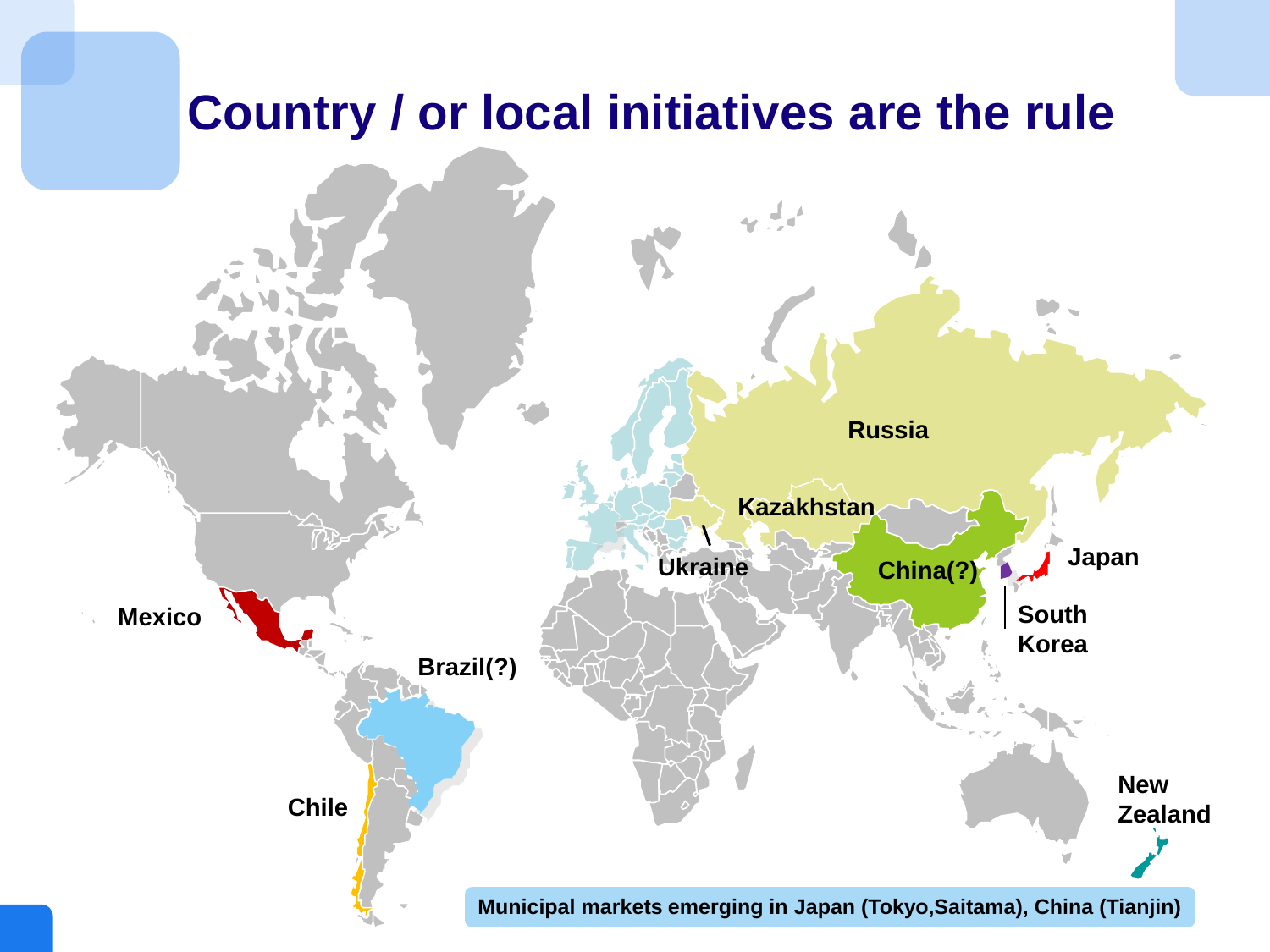# Country / or local initiatives are the rule

Russia

Kazakhstan

Ukraine

China(?)

Japan

South Korea

Mexico

Brazil(?)

Chile

New Zealand

Municipal markets emerging in Japan (Tokyo,Saitama), China (Tianjin)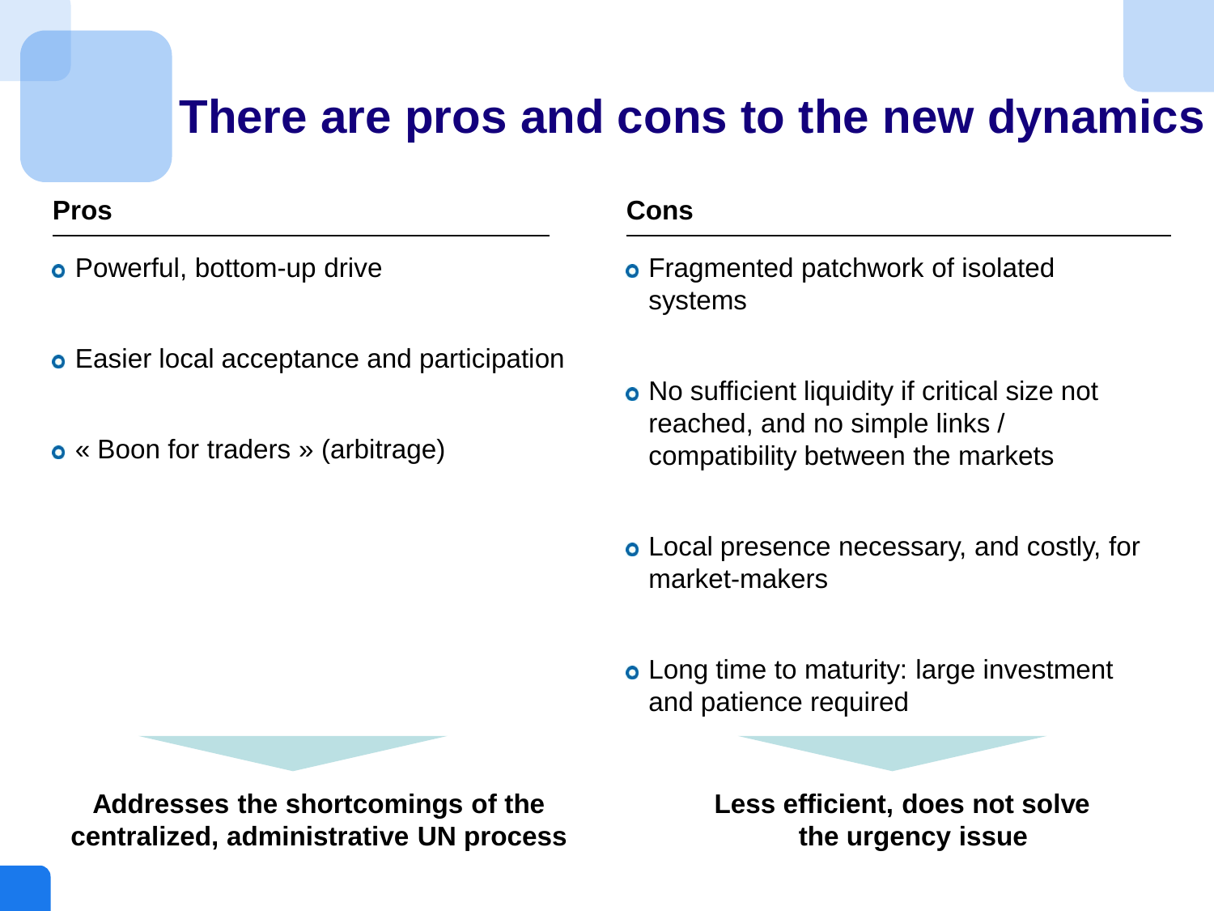# There are pros and cons to the new dynamics

## Pros

- Powerful, bottom-up drive
- Easier local acceptance and participation
- « Boon for traders » (arbitrage)

**Addresses the shortcomings of the centralized, administrative UN process**

## Cons

- Fragmented patchwork of isolated systems
- No sufficient liquidity if critical size not reached, and no simple links / compatibility between the markets
- Local presence necessary, and costly, for market-makers
- Long time to maturity: large investment and patience required

**Less efficient, does not solve the urgency issue**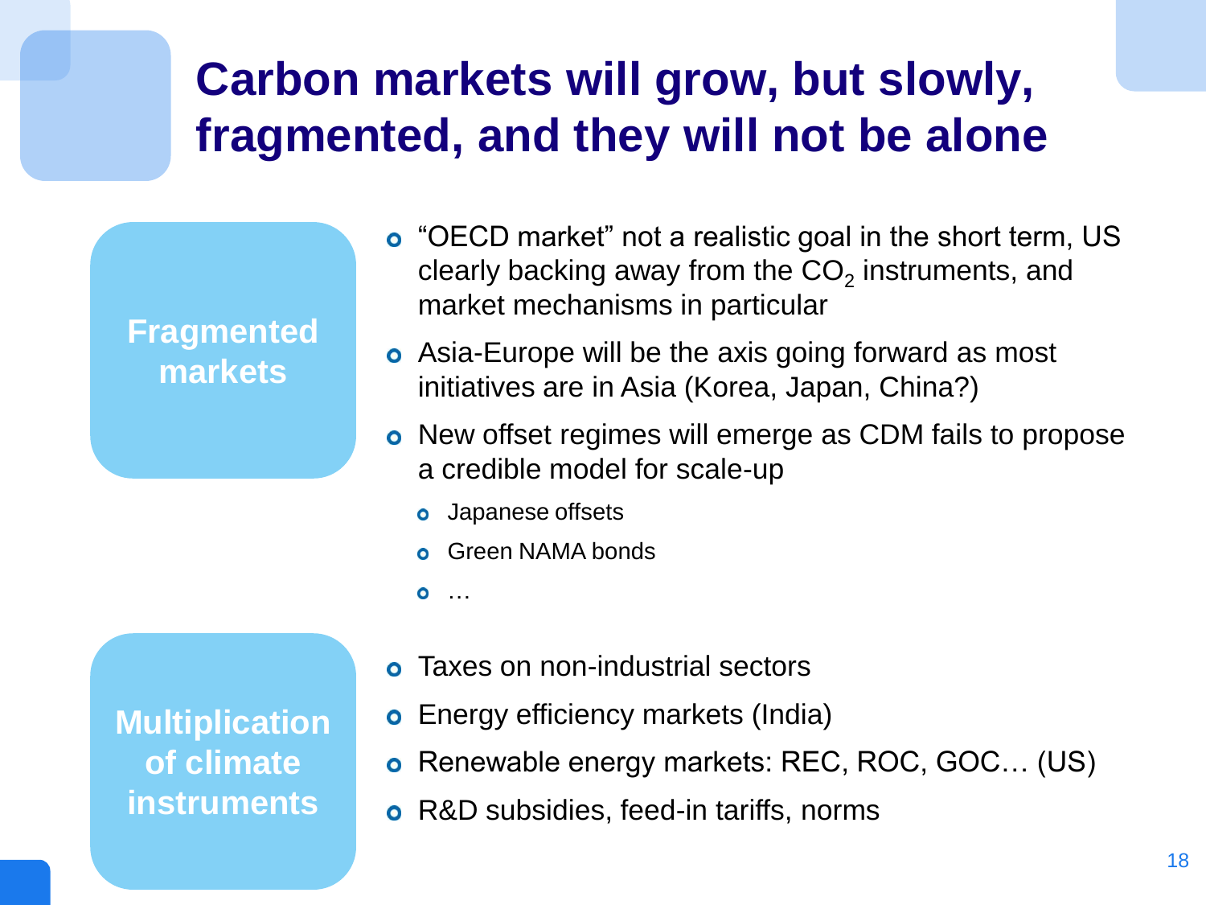# Carbon markets will grow, but slowly, fragmented, and they will not be alone

## Fragmented markets

- "OECD market" not a realistic goal in the short term, US clearly backing away from the $CO_2$ instruments, and market mechanisms in particular
- Asia-Europe will be the axis going forward as most initiatives are in Asia (Korea, Japan, China?)
- New offset regimes will emerge as CDM fails to propose a credible model for scale-up
  - Japanese offsets
  - Green NAMA bonds
  - …

## Multiplication of climate instruments

- Taxes on non-industrial sectors
- Energy efficiency markets (India)
- Renewable energy markets: REC, ROC, GOC… (US)
- R&D subsidies, feed-in tariffs, norms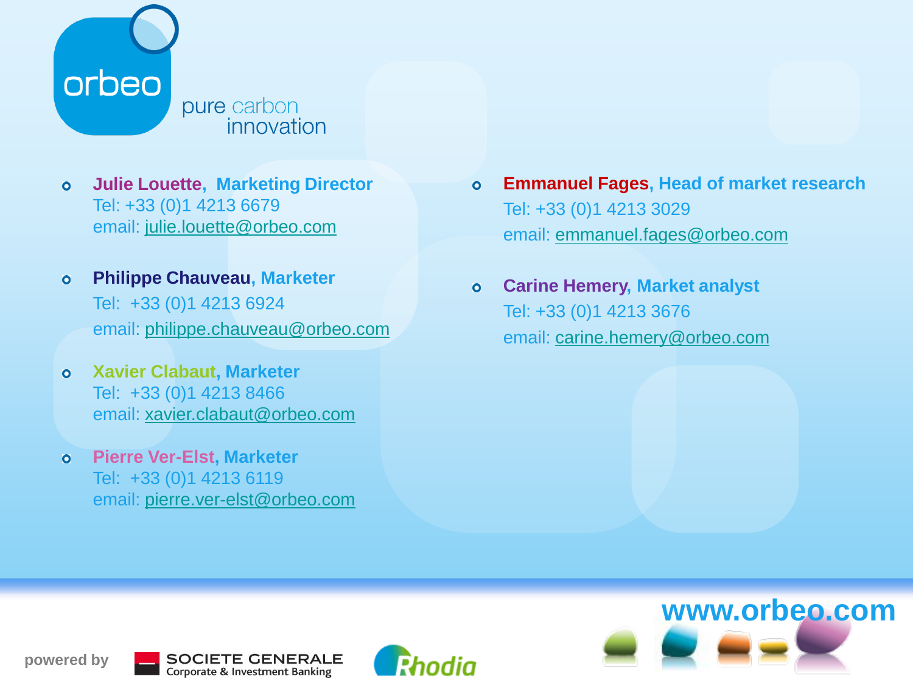orbeo

pure carbon innovation

- **Julie Louette, Marketing Director**
  Tel: +33 (0)1 4213 6679
  email: julie.louette@orbeo.com

- **Philippe Chauveau, Marketer**
  Tel: +33 (0)1 4213 6924
  email: philippe.chauveau@orbeo.com

- **Xavier Clabaut, Marketer**
  Tel: +33 (0)1 4213 8466
  email: xavier.clabaut@orbeo.com

- **Pierre Ver-Elst, Marketer**
  Tel: +33 (0)1 4213 6119
  email: pierre.ver-elst@orbeo.com

- **Emmanuel Fages, Head of market research**
  Tel: +33 (0)1 4213 3029
  email: emmanuel.fages@orbeo.com

- **Carine Hemery, Market analyst**
  Tel: +33 (0)1 4213 3676
  email: carine.hemery@orbeo.com

powered by SOCIETE GENERALE Corporate & Investment Banking Rhodia

www.orbeo.com